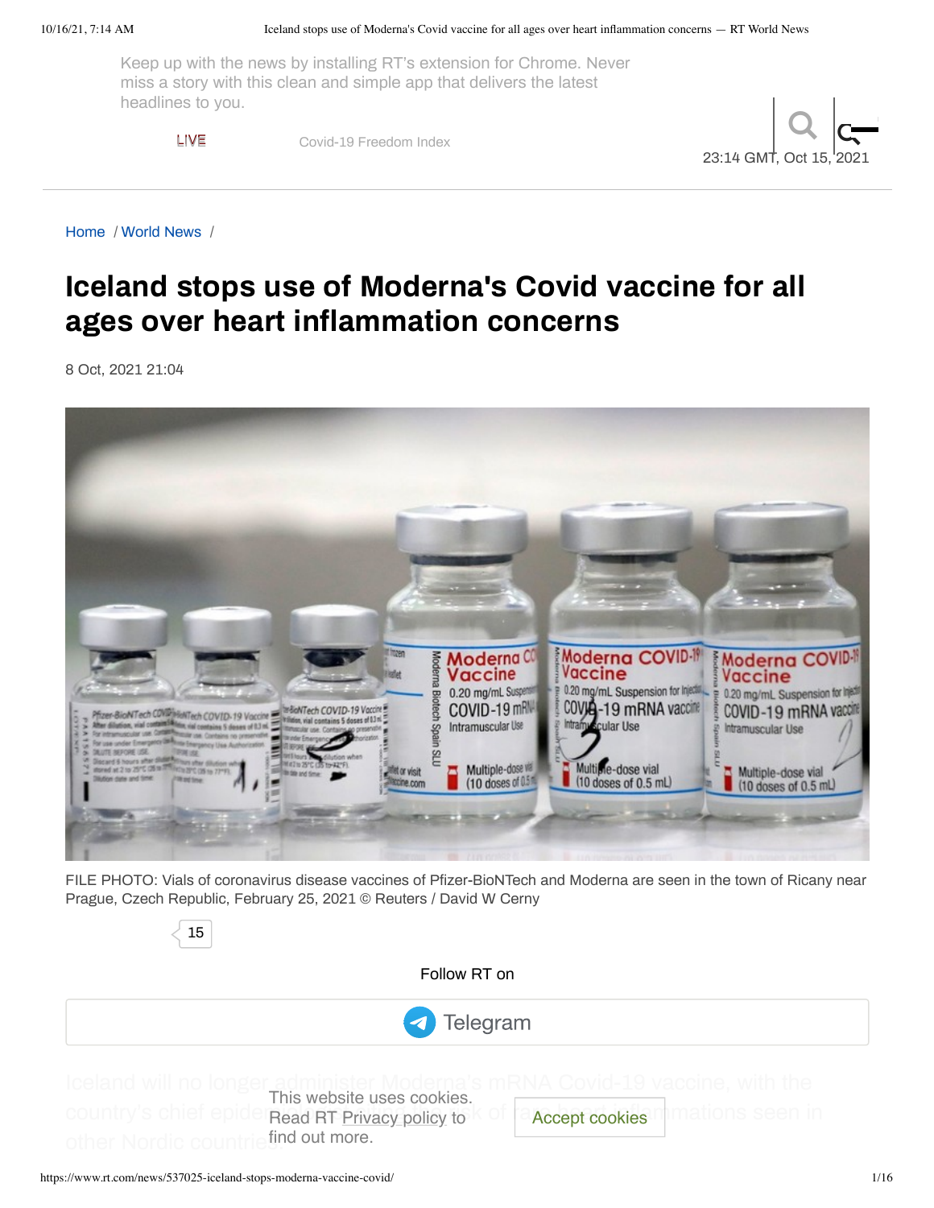Keep up with the news by installing RT's extension for Chrome. Never miss a story with this clean and simple app that delivers the latest headlines to you.

LIVE

Covid-19 Freedom Index

23:14 GMT, Oct 15, 2021

Home / World News /

# Iceland stops use of Moderna's Covid vaccine for all ages over heart inflammation concerns

8 Oct, 2021 21:04

FILE PHOTO: Vials of coronavirus disease vaccines of Pfizer-BioNTech and Moderna are seen in the town of Ricany near Prague, Czech Republic, February 25, 2021 © Reuters / David W Cerny

15

Follow RT on

Telegram

Iceland will no longer administer Moderna's mRNA Covid-19 vaccine, with the country's chief epidem... risk of ... heart inflammations seen in other Nordic countries...

This website uses cookies. Read RT Privacy policy to find out more.

Accept cookies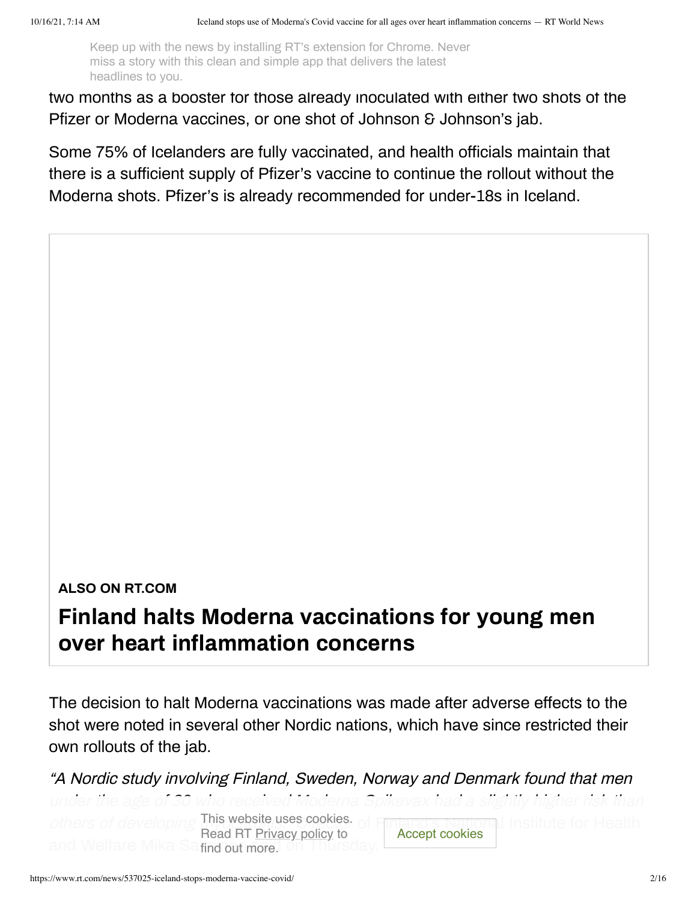two months as a booster for those already inoculated with either two shots of the Pfizer or Moderna vaccines, or one shot of Johnson & Johnson's jab.

Some 75% of Icelanders are fully vaccinated, and health officials maintain that there is a sufficient supply of Pfizer's vaccine to continue the rollout without the Moderna shots. Pfizer's is already recommended for under-18s in Iceland.

**ALSO ON RT.COM**

**Finland halts Moderna vaccinations for young men over heart inflammation concerns**

The decision to halt Moderna vaccinations was made after adverse effects to the shot were noted in several other Nordic nations, which have since restricted their own rollouts of the jab.

*"A Nordic study involving Finland, Sweden, Norway and Denmark found that men under the age of 30 who received Moderna Spikevax had a slightly higher risk than others of developing* [...] of Finland's National Institute for Health and Welfare Mika Sa[...] on Thursday.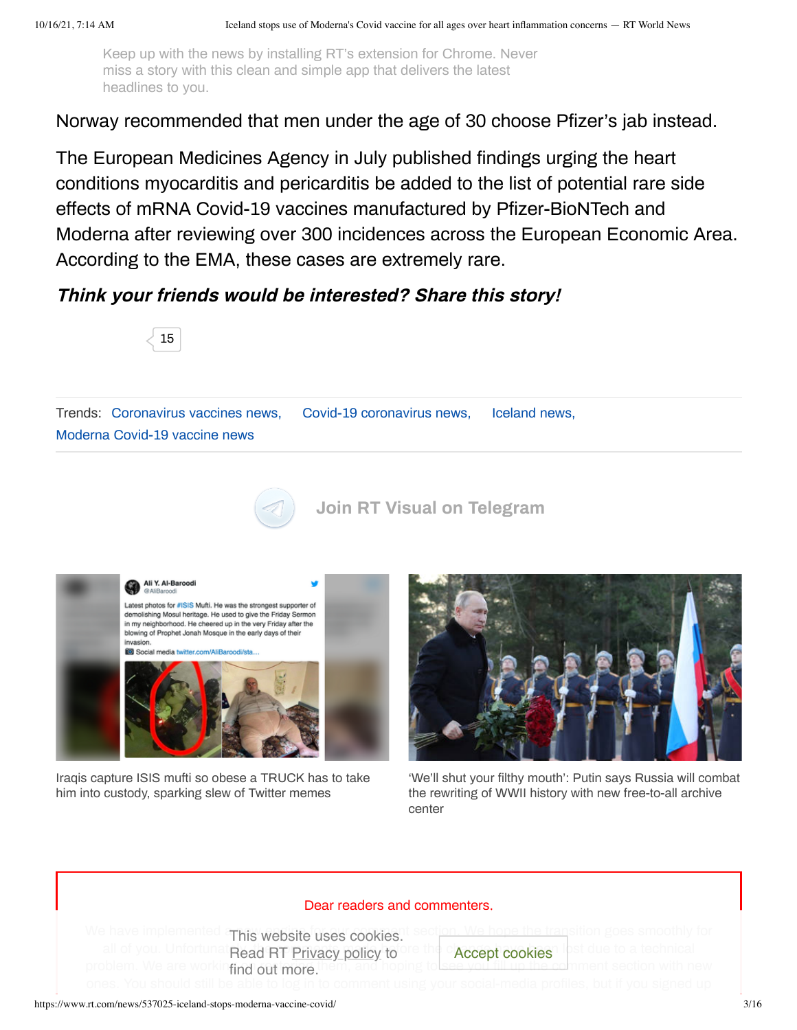Keep up with the news by installing RT's extension for Chrome. Never miss a story with this clean and simple app that delivers the latest headlines to you.

Norway recommended that men under the age of 30 choose Pfizer's jab instead.

The European Medicines Agency in July published findings urging the heart conditions myocarditis and pericarditis be added to the list of potential rare side effects of mRNA Covid-19 vaccines manufactured by Pfizer-BioNTech and Moderna after reviewing over 300 incidences across the European Economic Area. According to the EMA, these cases are extremely rare.

***Think your friends would be interested? Share this story!***

15

Trends: Coronavirus vaccines news, Covid-19 coronavirus news, Iceland news, Moderna Covid-19 vaccine news

Join RT Visual on Telegram

Iraqis capture ISIS mufti so obese a TRUCK has to take him into custody, sparking slew of Twitter memes

'We'll shut your filthy mouth': Putin says Russia will combat the rewriting of WWII history with new free-to-all archive center

Dear readers and commenters.

This website uses cookies. Read RT Privacy policy to find out more.

Accept cookies